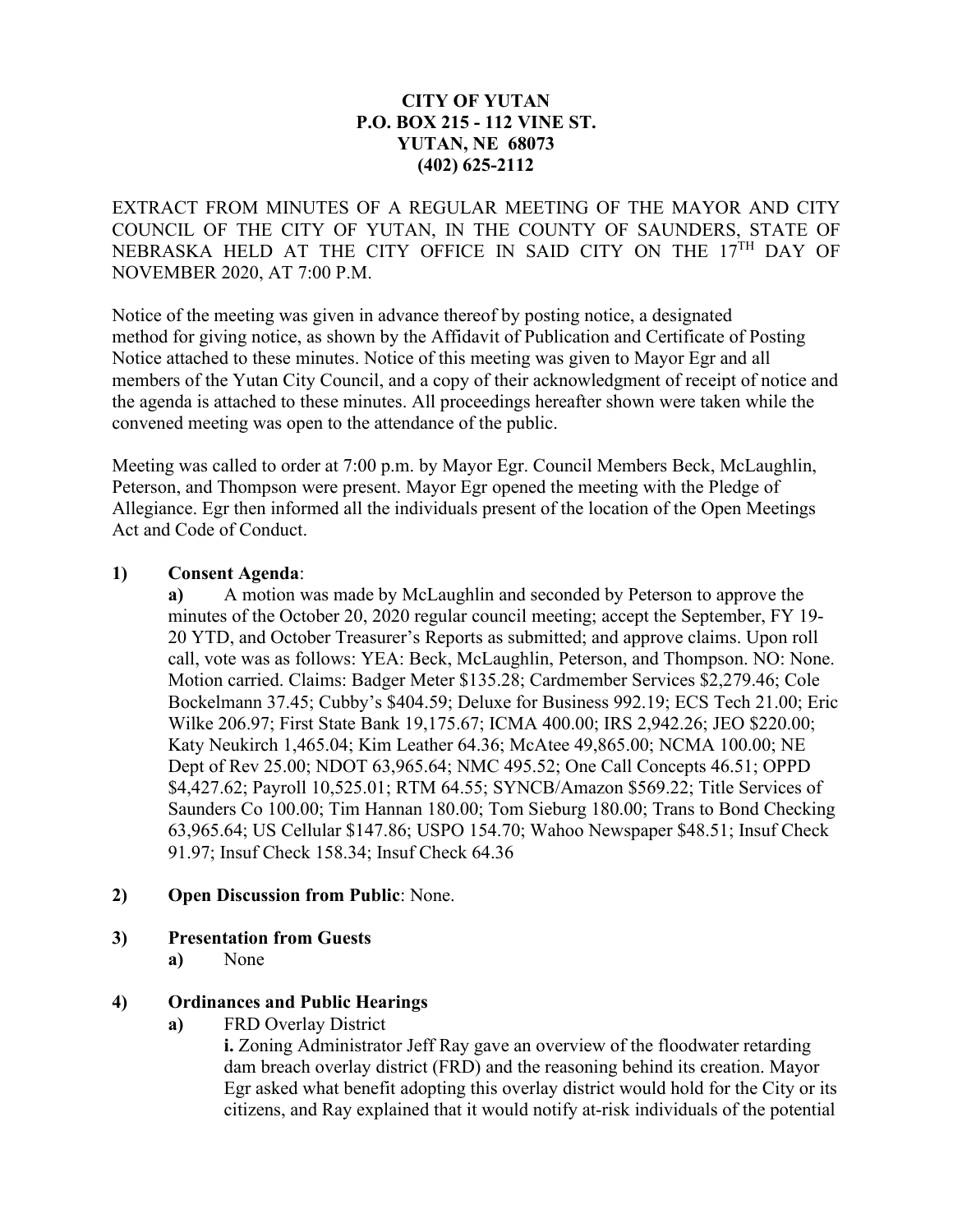**CITY OF YUTAN**
**P.O. BOX 215 - 112 VINE ST.**
**YUTAN, NE 68073**
**(402) 625-2112**

EXTRACT FROM MINUTES OF A REGULAR MEETING OF THE MAYOR AND CITY COUNCIL OF THE CITY OF YUTAN, IN THE COUNTY OF SAUNDERS, STATE OF NEBRASKA HELD AT THE CITY OFFICE IN SAID CITY ON THE 17TH DAY OF NOVEMBER 2020, AT 7:00 P.M.

Notice of the meeting was given in advance thereof by posting notice, a designated method for giving notice, as shown by the Affidavit of Publication and Certificate of Posting Notice attached to these minutes. Notice of this meeting was given to Mayor Egr and all members of the Yutan City Council, and a copy of their acknowledgment of receipt of notice and the agenda is attached to these minutes. All proceedings hereafter shown were taken while the convened meeting was open to the attendance of the public.

Meeting was called to order at 7:00 p.m. by Mayor Egr. Council Members Beck, McLaughlin, Peterson, and Thompson were present. Mayor Egr opened the meeting with the Pledge of Allegiance. Egr then informed all the individuals present of the location of the Open Meetings Act and Code of Conduct.

**1) Consent Agenda**:

**a)** A motion was made by McLaughlin and seconded by Peterson to approve the minutes of the October 20, 2020 regular council meeting; accept the September, FY 19-20 YTD, and October Treasurer's Reports as submitted; and approve claims. Upon roll call, vote was as follows: YEA: Beck, McLaughlin, Peterson, and Thompson. NO: None. Motion carried. Claims: Badger Meter $135.28; Cardmember Services $2,279.46; Cole Bockelmann 37.45; Cubby's $404.59; Deluxe for Business 992.19; ECS Tech 21.00; Eric Wilke 206.97; First State Bank 19,175.67; ICMA 400.00; IRS 2,942.26; JEO $220.00; Katy Neukirch 1,465.04; Kim Leather 64.36; McAtee 49,865.00; NCMA 100.00; NE Dept of Rev 25.00; NDOT 63,965.64; NMC 495.52; One Call Concepts 46.51; OPPD $4,427.62; Payroll 10,525.01; RTM 64.55; SYNCB/Amazon $569.22; Title Services of Saunders Co 100.00; Tim Hannan 180.00; Tom Sieburg 180.00; Trans to Bond Checking 63,965.64; US Cellular $147.86; USPO 154.70; Wahoo Newspaper $48.51; Insuf Check 91.97; Insuf Check 158.34; Insuf Check 64.36

**2) Open Discussion from Public**: None.

**3) Presentation from Guests**

**a)** None

**4) Ordinances and Public Hearings**

**a)** FRD Overlay District

**i.** Zoning Administrator Jeff Ray gave an overview of the floodwater retarding dam breach overlay district (FRD) and the reasoning behind its creation. Mayor Egr asked what benefit adopting this overlay district would hold for the City or its citizens, and Ray explained that it would notify at-risk individuals of the potential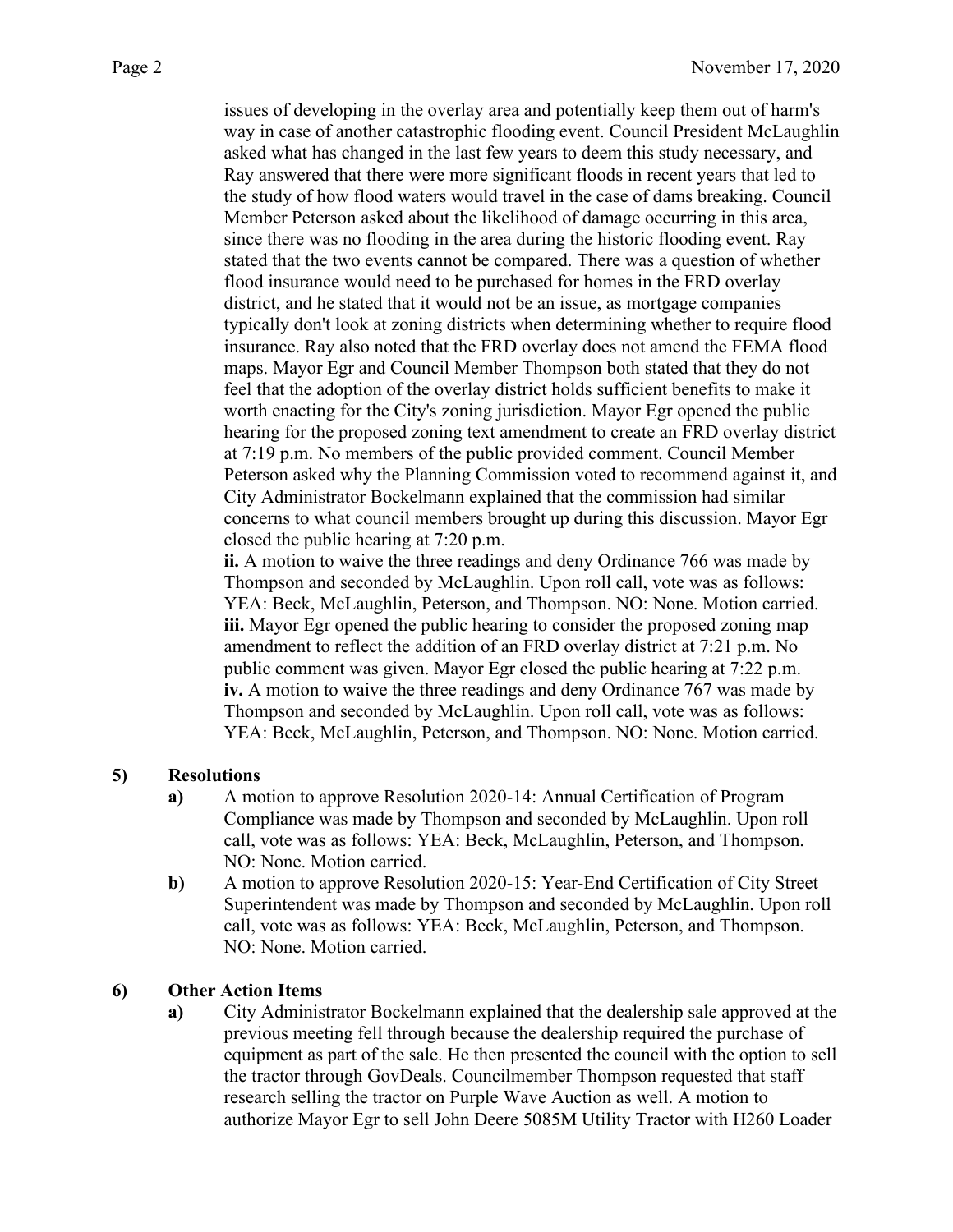issues of developing in the overlay area and potentially keep them out of harm's way in case of another catastrophic flooding event. Council President McLaughlin asked what has changed in the last few years to deem this study necessary, and Ray answered that there were more significant floods in recent years that led to the study of how flood waters would travel in the case of dams breaking. Council Member Peterson asked about the likelihood of damage occurring in this area, since there was no flooding in the area during the historic flooding event. Ray stated that the two events cannot be compared. There was a question of whether flood insurance would need to be purchased for homes in the FRD overlay district, and he stated that it would not be an issue, as mortgage companies typically don't look at zoning districts when determining whether to require flood insurance. Ray also noted that the FRD overlay does not amend the FEMA flood maps. Mayor Egr and Council Member Thompson both stated that they do not feel that the adoption of the overlay district holds sufficient benefits to make it worth enacting for the City's zoning jurisdiction. Mayor Egr opened the public hearing for the proposed zoning text amendment to create an FRD overlay district at 7:19 p.m. No members of the public provided comment. Council Member Peterson asked why the Planning Commission voted to recommend against it, and City Administrator Bockelmann explained that the commission had similar concerns to what council members brought up during this discussion. Mayor Egr closed the public hearing at 7:20 p.m.

**ii.** A motion to waive the three readings and deny Ordinance 766 was made by Thompson and seconded by McLaughlin. Upon roll call, vote was as follows: YEA: Beck, McLaughlin, Peterson, and Thompson. NO: None. Motion carried.

**iii.** Mayor Egr opened the public hearing to consider the proposed zoning map amendment to reflect the addition of an FRD overlay district at 7:21 p.m. No public comment was given. Mayor Egr closed the public hearing at 7:22 p.m.

**iv.** A motion to waive the three readings and deny Ordinance 767 was made by Thompson and seconded by McLaughlin. Upon roll call, vote was as follows: YEA: Beck, McLaughlin, Peterson, and Thompson. NO: None. Motion carried.

**5) Resolutions**

**a)** A motion to approve Resolution 2020-14: Annual Certification of Program Compliance was made by Thompson and seconded by McLaughlin. Upon roll call, vote was as follows: YEA: Beck, McLaughlin, Peterson, and Thompson. NO: None. Motion carried.

**b)** A motion to approve Resolution 2020-15: Year-End Certification of City Street Superintendent was made by Thompson and seconded by McLaughlin. Upon roll call, vote was as follows: YEA: Beck, McLaughlin, Peterson, and Thompson. NO: None. Motion carried.

**6) Other Action Items**

**a)** City Administrator Bockelmann explained that the dealership sale approved at the previous meeting fell through because the dealership required the purchase of equipment as part of the sale. He then presented the council with the option to sell the tractor through GovDeals. Councilmember Thompson requested that staff research selling the tractor on Purple Wave Auction as well. A motion to authorize Mayor Egr to sell John Deere 5085M Utility Tractor with H260 Loader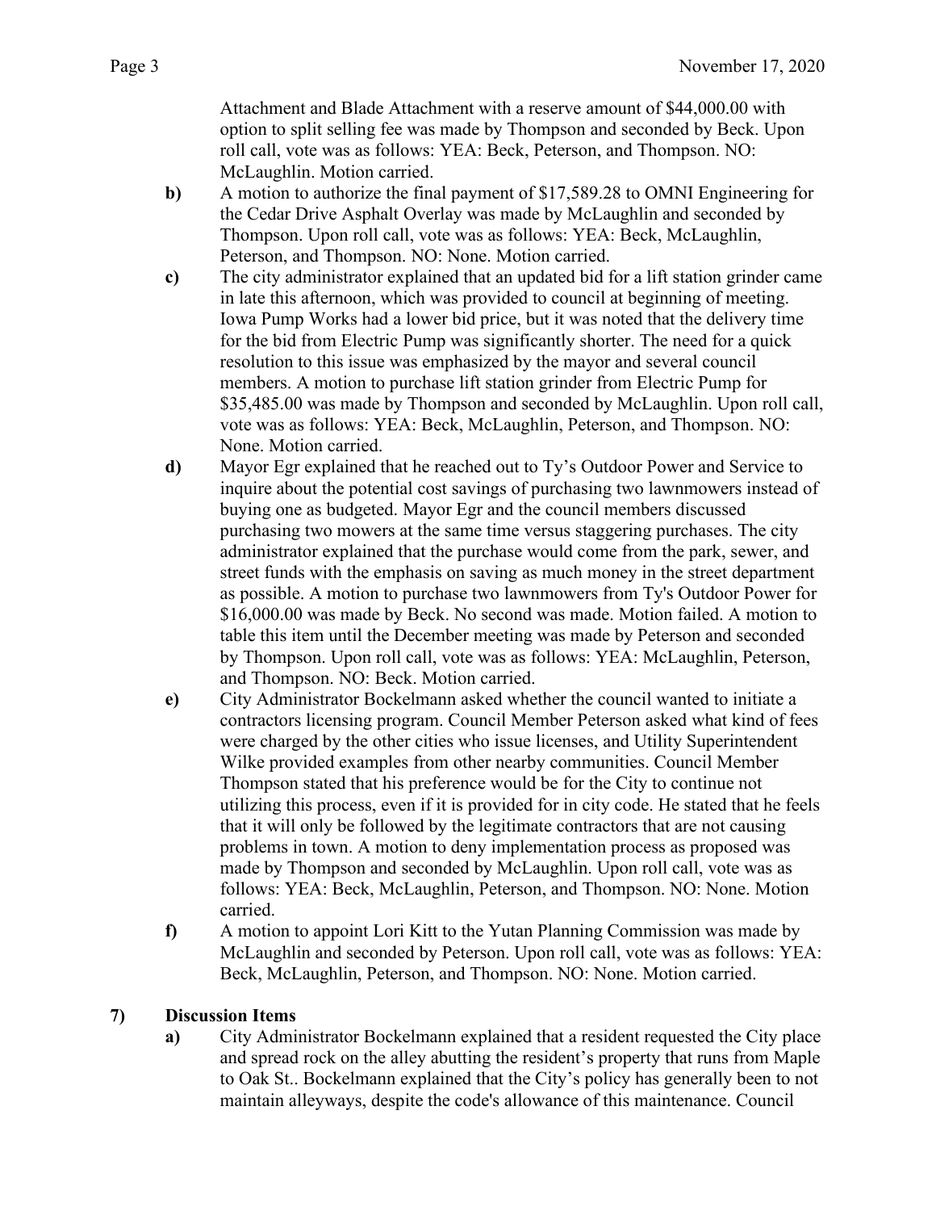Attachment and Blade Attachment with a reserve amount of $44,000.00 with option to split selling fee was made by Thompson and seconded by Beck. Upon roll call, vote was as follows: YEA: Beck, Peterson, and Thompson. NO: McLaughlin. Motion carried.

**b)** A motion to authorize the final payment of $17,589.28 to OMNI Engineering for the Cedar Drive Asphalt Overlay was made by McLaughlin and seconded by Thompson. Upon roll call, vote was as follows: YEA: Beck, McLaughlin, Peterson, and Thompson. NO: None. Motion carried.

**c)** The city administrator explained that an updated bid for a lift station grinder came in late this afternoon, which was provided to council at beginning of meeting. Iowa Pump Works had a lower bid price, but it was noted that the delivery time for the bid from Electric Pump was significantly shorter. The need for a quick resolution to this issue was emphasized by the mayor and several council members. A motion to purchase lift station grinder from Electric Pump for $35,485.00 was made by Thompson and seconded by McLaughlin. Upon roll call, vote was as follows: YEA: Beck, McLaughlin, Peterson, and Thompson. NO: None. Motion carried.

**d)** Mayor Egr explained that he reached out to Ty's Outdoor Power and Service to inquire about the potential cost savings of purchasing two lawnmowers instead of buying one as budgeted. Mayor Egr and the council members discussed purchasing two mowers at the same time versus staggering purchases. The city administrator explained that the purchase would come from the park, sewer, and street funds with the emphasis on saving as much money in the street department as possible. A motion to purchase two lawnmowers from Ty's Outdoor Power for $16,000.00 was made by Beck. No second was made. Motion failed. A motion to table this item until the December meeting was made by Peterson and seconded by Thompson. Upon roll call, vote was as follows: YEA: McLaughlin, Peterson, and Thompson. NO: Beck. Motion carried.

**e)** City Administrator Bockelmann asked whether the council wanted to initiate a contractors licensing program. Council Member Peterson asked what kind of fees were charged by the other cities who issue licenses, and Utility Superintendent Wilke provided examples from other nearby communities. Council Member Thompson stated that his preference would be for the City to continue not utilizing this process, even if it is provided for in city code. He stated that he feels that it will only be followed by the legitimate contractors that are not causing problems in town. A motion to deny implementation process as proposed was made by Thompson and seconded by McLaughlin. Upon roll call, vote was as follows: YEA: Beck, McLaughlin, Peterson, and Thompson. NO: None. Motion carried.

**f)** A motion to appoint Lori Kitt to the Yutan Planning Commission was made by McLaughlin and seconded by Peterson. Upon roll call, vote was as follows: YEA: Beck, McLaughlin, Peterson, and Thompson. NO: None. Motion carried.

**7) Discussion Items**

**a)** City Administrator Bockelmann explained that a resident requested the City place and spread rock on the alley abutting the resident's property that runs from Maple to Oak St.. Bockelmann explained that the City's policy has generally been to not maintain alleyways, despite the code's allowance of this maintenance. Council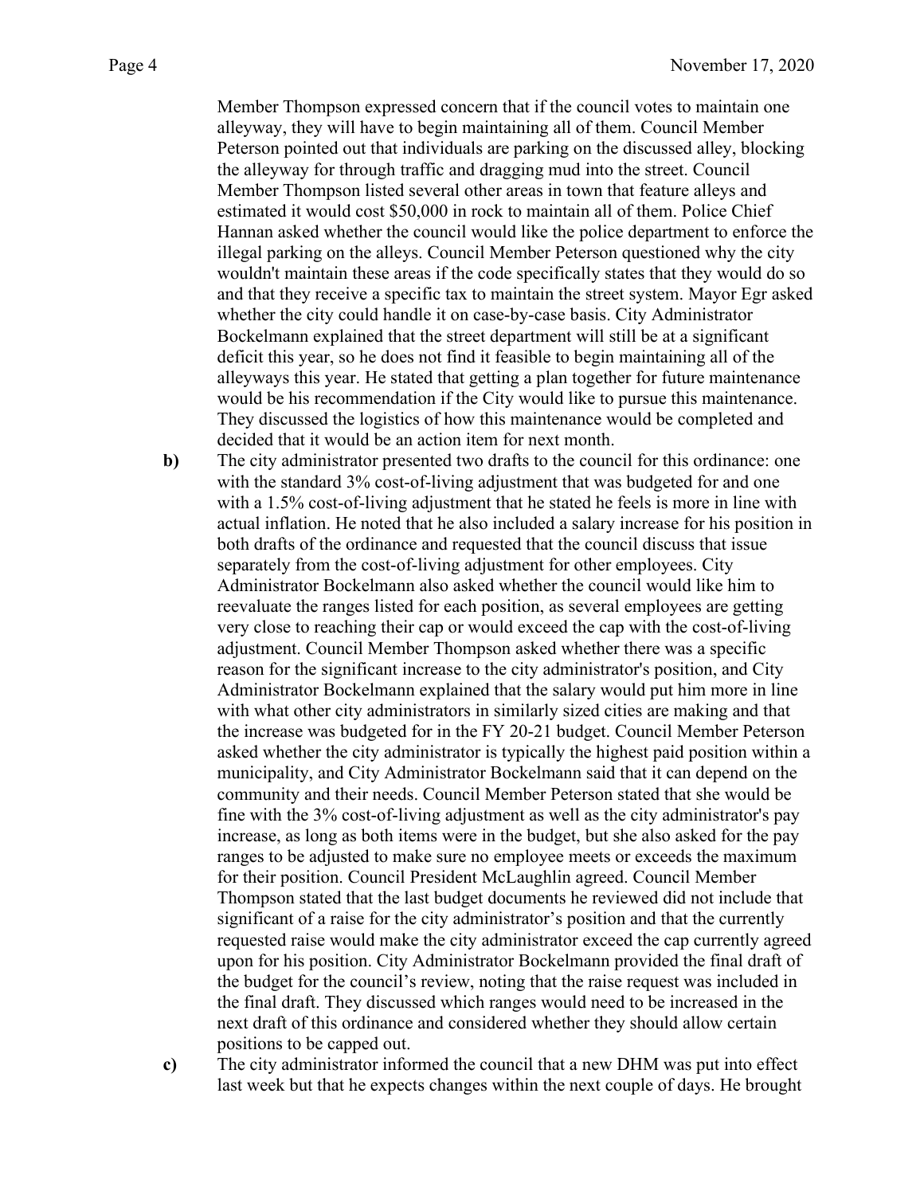Member Thompson expressed concern that if the council votes to maintain one alleyway, they will have to begin maintaining all of them. Council Member Peterson pointed out that individuals are parking on the discussed alley, blocking the alleyway for through traffic and dragging mud into the street. Council Member Thompson listed several other areas in town that feature alleys and estimated it would cost $50,000 in rock to maintain all of them. Police Chief Hannan asked whether the council would like the police department to enforce the illegal parking on the alleys. Council Member Peterson questioned why the city wouldn't maintain these areas if the code specifically states that they would do so and that they receive a specific tax to maintain the street system. Mayor Egr asked whether the city could handle it on case-by-case basis. City Administrator Bockelmann explained that the street department will still be at a significant deficit this year, so he does not find it feasible to begin maintaining all of the alleyways this year. He stated that getting a plan together for future maintenance would be his recommendation if the City would like to pursue this maintenance. They discussed the logistics of how this maintenance would be completed and decided that it would be an action item for next month.

**b)** The city administrator presented two drafts to the council for this ordinance: one with the standard 3% cost-of-living adjustment that was budgeted for and one with a 1.5% cost-of-living adjustment that he stated he feels is more in line with actual inflation. He noted that he also included a salary increase for his position in both drafts of the ordinance and requested that the council discuss that issue separately from the cost-of-living adjustment for other employees. City Administrator Bockelmann also asked whether the council would like him to reevaluate the ranges listed for each position, as several employees are getting very close to reaching their cap or would exceed the cap with the cost-of-living adjustment. Council Member Thompson asked whether there was a specific reason for the significant increase to the city administrator's position, and City Administrator Bockelmann explained that the salary would put him more in line with what other city administrators in similarly sized cities are making and that the increase was budgeted for in the FY 20-21 budget. Council Member Peterson asked whether the city administrator is typically the highest paid position within a municipality, and City Administrator Bockelmann said that it can depend on the community and their needs. Council Member Peterson stated that she would be fine with the 3% cost-of-living adjustment as well as the city administrator's pay increase, as long as both items were in the budget, but she also asked for the pay ranges to be adjusted to make sure no employee meets or exceeds the maximum for their position. Council President McLaughlin agreed. Council Member Thompson stated that the last budget documents he reviewed did not include that significant of a raise for the city administrator's position and that the currently requested raise would make the city administrator exceed the cap currently agreed upon for his position. City Administrator Bockelmann provided the final draft of the budget for the council's review, noting that the raise request was included in the final draft. They discussed which ranges would need to be increased in the next draft of this ordinance and considered whether they should allow certain positions to be capped out.

**c)** The city administrator informed the council that a new DHM was put into effect last week but that he expects changes within the next couple of days. He brought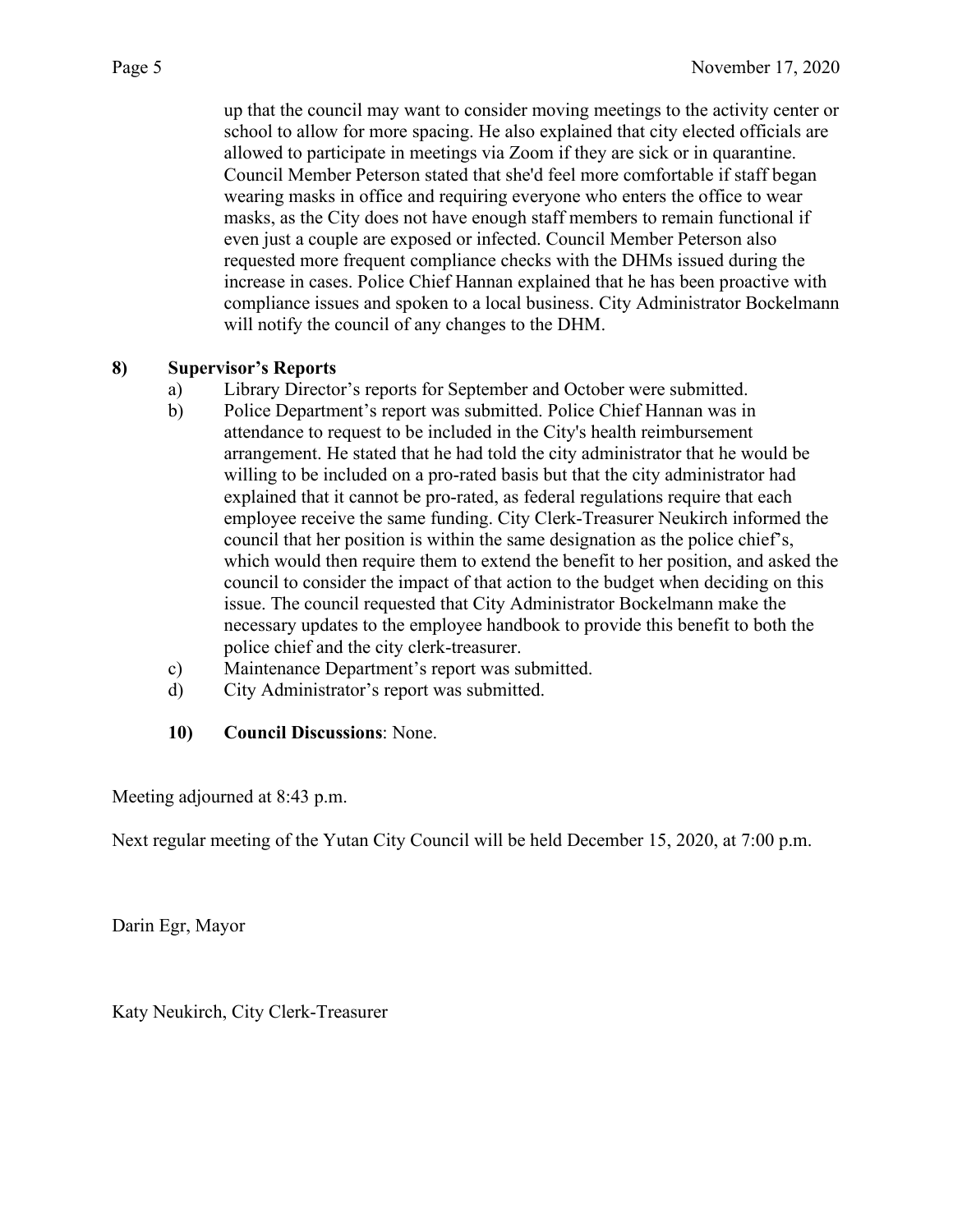up that the council may want to consider moving meetings to the activity center or school to allow for more spacing. He also explained that city elected officials are allowed to participate in meetings via Zoom if they are sick or in quarantine. Council Member Peterson stated that she'd feel more comfortable if staff began wearing masks in office and requiring everyone who enters the office to wear masks, as the City does not have enough staff members to remain functional if even just a couple are exposed or infected. Council Member Peterson also requested more frequent compliance checks with the DHMs issued during the increase in cases. Police Chief Hannan explained that he has been proactive with compliance issues and spoken to a local business. City Administrator Bockelmann will notify the council of any changes to the DHM.

**8) Supervisor's Reports**

a) Library Director's reports for September and October were submitted.

b) Police Department's report was submitted. Police Chief Hannan was in attendance to request to be included in the City's health reimbursement arrangement. He stated that he had told the city administrator that he would be willing to be included on a pro-rated basis but that the city administrator had explained that it cannot be pro-rated, as federal regulations require that each employee receive the same funding. City Clerk-Treasurer Neukirch informed the council that her position is within the same designation as the police chief's, which would then require them to extend the benefit to her position, and asked the council to consider the impact of that action to the budget when deciding on this issue. The council requested that City Administrator Bockelmann make the necessary updates to the employee handbook to provide this benefit to both the police chief and the city clerk-treasurer.

c) Maintenance Department's report was submitted.

d) City Administrator's report was submitted.

**10) Council Discussions**: None.

Meeting adjourned at 8:43 p.m.

Next regular meeting of the Yutan City Council will be held December 15, 2020, at 7:00 p.m.

Darin Egr, Mayor

Katy Neukirch, City Clerk-Treasurer